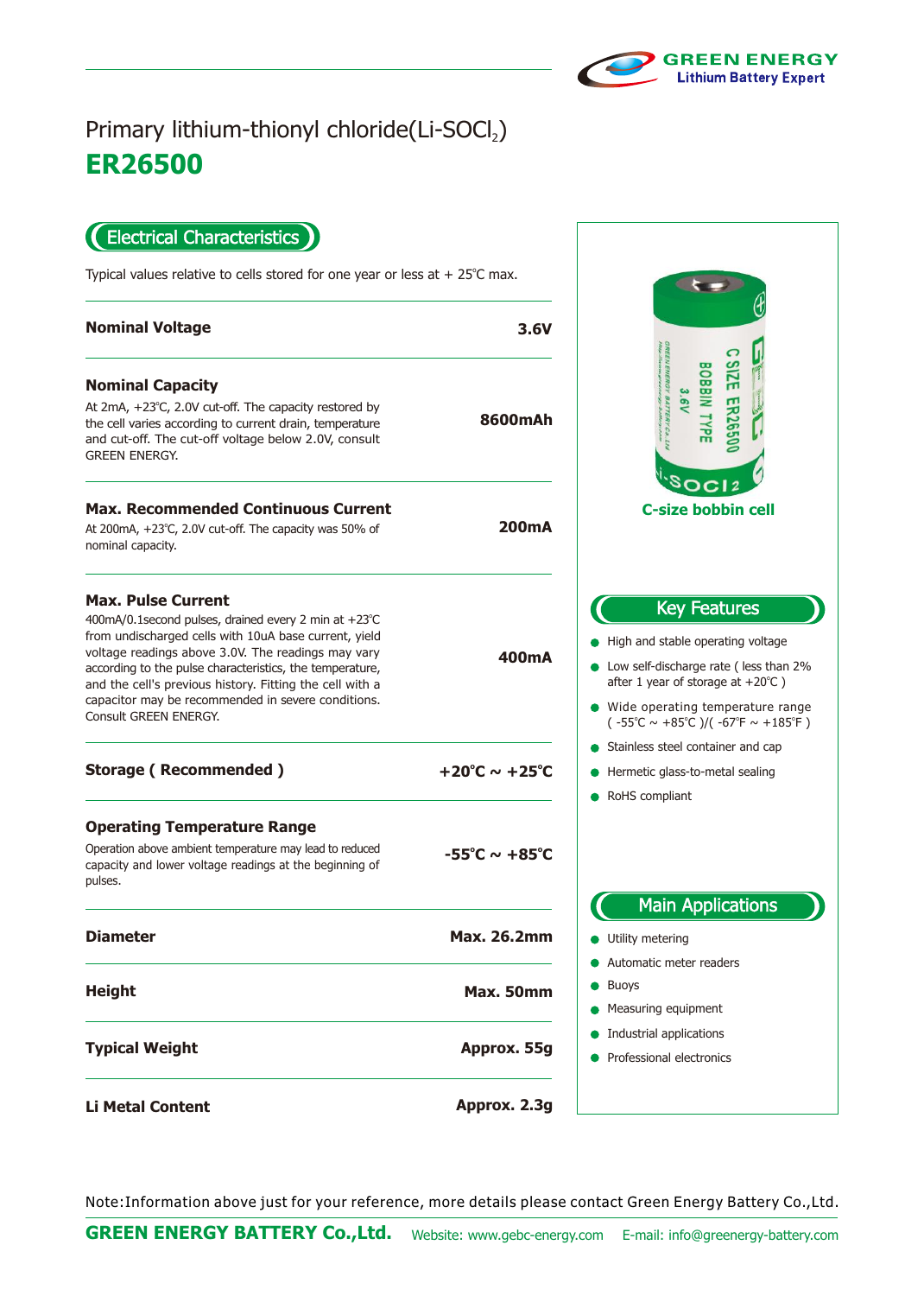GREEN ENERGY
Lithium Battery Expert

# Primary lithium-thionyl chloride(Li-$SOCl_2$)

# ER26500

## Electrical Characteristics

Typical values relative to cells stored for one year or less at + 25℃ max.

| Parameter | Value |
|---|---|
| **Nominal Voltage** | **3.6V** |
| **Nominal Capacity**<br>At 2mA, +23℃, 2.0V cut-off. The capacity restored by the cell varies according to current drain, temperature and cut-off. The cut-off voltage below 2.0V, consult GREEN ENERGY. | **8600mAh** |
| **Max. Recommended Continuous Current**<br>At 200mA, +23℃, 2.0V cut-off. The capacity was 50% of nominal capacity. | **200mA** |
| **Max. Pulse Current**<br>400mA/0.1second pulses, drained every 2 min at +23℃ from undischarged cells with 10uA base current, yield voltage readings above 3.0V. The readings may vary according to the pulse characteristics, the temperature, and the cell's previous history. Fitting the cell with a capacitor may be recommended in severe conditions. Consult GREEN ENERGY. | **400mA** |
| **Storage ( Recommended )** | **+20℃ ~ +25℃** |
| **Operating Temperature Range**<br>Operation above ambient temperature may lead to reduced capacity and lower voltage readings at the beginning of pulses. | **-55℃ ~ +85℃** |
| **Diameter** | **Max. 26.2mm** |
| **Height** | **Max. 50mm** |
| **Typical Weight** | **Approx. 55g** |
| **Li Metal Content** | **Approx. 2.3g** |

**C-size bobbin cell**

## Key Features

- High and stable operating voltage
- Low self-discharge rate ( less than 2% after 1 year of storage at +20℃ )
- Wide operating temperature range ( -55℃ ~ +85℃ )/( -67℉ ~ +185℉ )
- Stainless steel container and cap
- Hermetic glass-to-metal sealing
- RoHS compliant

## Main Applications

- Utility metering
- Automatic meter readers
- Buoys
- Measuring equipment
- Industrial applications
- Professional electronics

Note:Information above just for your reference, more details please contact Green Energy Battery Co.,Ltd.

**GREEN ENERGY BATTERY Co.,Ltd.** Website: www.gebc-energy.com E-mail: info@greenergy-battery.com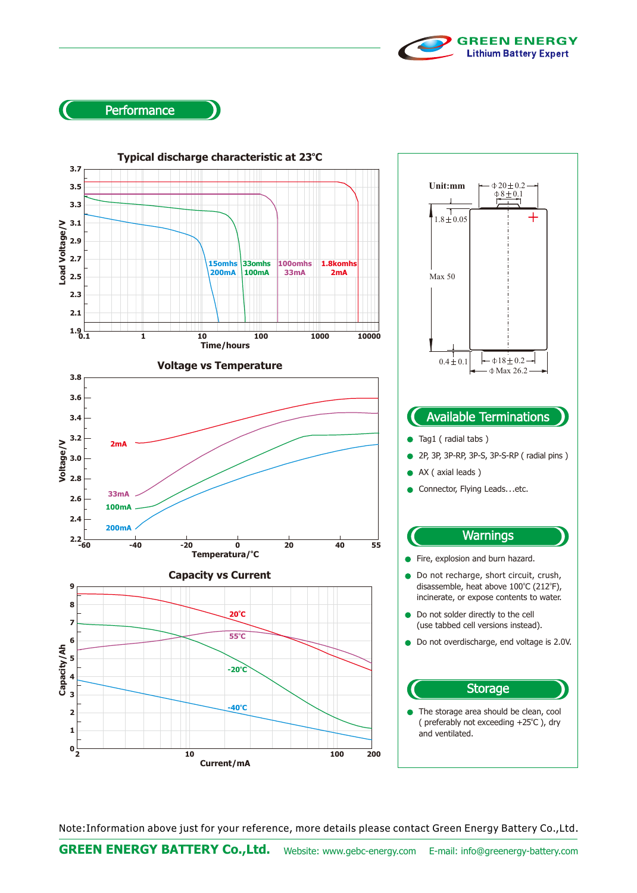## Performance

### Typical discharge characteristic at 23℃

Load Voltage/V

3.7
3.5
3.3
3.1
2.9
2.7
2.5
2.3
2.1
1.9

0.1
1
10
100
1000
10000

Time/hours

15omhs 200mA
33omhs 100mA
100omhs 33mA
1.8komhs 2mA

### Voltage vs Temperature

Voltage/V

3.8
3.6
3.4
3.2
3.0
2.8
2.6
2.4
2.2

-60
-40
-20
0
20
40
55

Temperatura/℃

2mA
33mA
100mA
200mA

### Capacity vs Current

Capacity/Ah

9
8
7
6
5
4
3
2
1
0

2
10
100
200

Current/mA

20℃
55℃
-20℃
-40℃

Unit:mm

Φ20±0.2
Φ8±0.1
1.8±0.05
Max 50
0.4±0.1
Φ18±0.2
Φ Max 26.2

## Available Terminations

- Tag1 ( radial tabs )
- 2P, 3P, 3P-RP, 3P-S, 3P-S-RP ( radial pins )
- AX ( axial leads )
- Connector, Flying Leads…etc.

## Warnings

- Fire, explosion and burn hazard.
- Do not recharge, short circuit, crush, disassemble, heat above 100℃ (212℉), incinerate, or expose contents to water.
- Do not solder directly to the cell (use tabbed cell versions instead).
- Do not overdischarge, end voltage is 2.0V.

## Storage

- The storage area should be clean, cool ( preferably not exceeding +25℃ ), dry and ventilated.

Note:Information above just for your reference, more details please contact Green Energy Battery Co.,Ltd.

**GREEN ENERGY BATTERY Co.,Ltd.** Website: www.gebc-energy.com E-mail: info@greenergy-battery.com